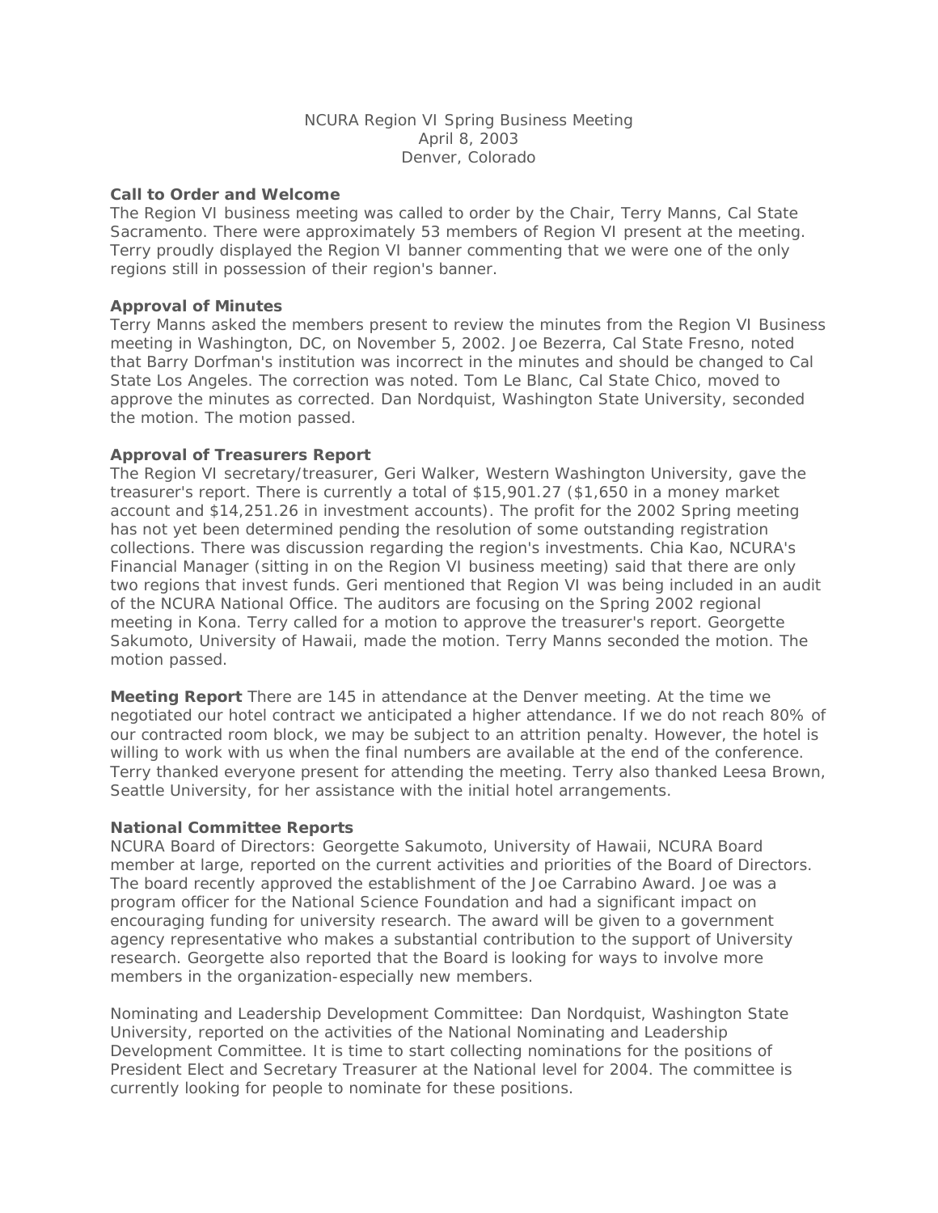NCURA Region VI Spring Business Meeting
April 8, 2003
Denver, Colorado

**Call to Order and Welcome**

The Region VI business meeting was called to order by the Chair, Terry Manns, Cal State Sacramento. There were approximately 53 members of Region VI present at the meeting. Terry proudly displayed the Region VI banner commenting that we were one of the only regions still in possession of their region's banner.

**Approval of Minutes**

Terry Manns asked the members present to review the minutes from the Region VI Business meeting in Washington, DC, on November 5, 2002. Joe Bezerra, Cal State Fresno, noted that Barry Dorfman's institution was incorrect in the minutes and should be changed to Cal State Los Angeles. The correction was noted. Tom Le Blanc, Cal State Chico, moved to approve the minutes as corrected. Dan Nordquist, Washington State University, seconded the motion. The motion passed.

**Approval of Treasurers Report**

The Region VI secretary/treasurer, Geri Walker, Western Washington University, gave the treasurer's report. There is currently a total of $15,901.27 ($1,650 in a money market account and $14,251.26 in investment accounts). The profit for the 2002 Spring meeting has not yet been determined pending the resolution of some outstanding registration collections. There was discussion regarding the region's investments. Chia Kao, NCURA's Financial Manager (sitting in on the Region VI business meeting) said that there are only two regions that invest funds. Geri mentioned that Region VI was being included in an audit of the NCURA National Office. The auditors are focusing on the Spring 2002 regional meeting in Kona. Terry called for a motion to approve the treasurer's report. Georgette Sakumoto, University of Hawaii, made the motion. Terry Manns seconded the motion. The motion passed.

**Meeting Report** There are 145 in attendance at the Denver meeting. At the time we negotiated our hotel contract we anticipated a higher attendance. If we do not reach 80% of our contracted room block, we may be subject to an attrition penalty. However, the hotel is willing to work with us when the final numbers are available at the end of the conference. Terry thanked everyone present for attending the meeting. Terry also thanked Leesa Brown, Seattle University, for her assistance with the initial hotel arrangements.

**National Committee Reports**

NCURA Board of Directors: Georgette Sakumoto, University of Hawaii, NCURA Board member at large, reported on the current activities and priorities of the Board of Directors. The board recently approved the establishment of the Joe Carrabino Award. Joe was a program officer for the National Science Foundation and had a significant impact on encouraging funding for university research. The award will be given to a government agency representative who makes a substantial contribution to the support of University research. Georgette also reported that the Board is looking for ways to involve more members in the organization-especially new members.

Nominating and Leadership Development Committee: Dan Nordquist, Washington State University, reported on the activities of the National Nominating and Leadership Development Committee. It is time to start collecting nominations for the positions of President Elect and Secretary Treasurer at the National level for 2004. The committee is currently looking for people to nominate for these positions.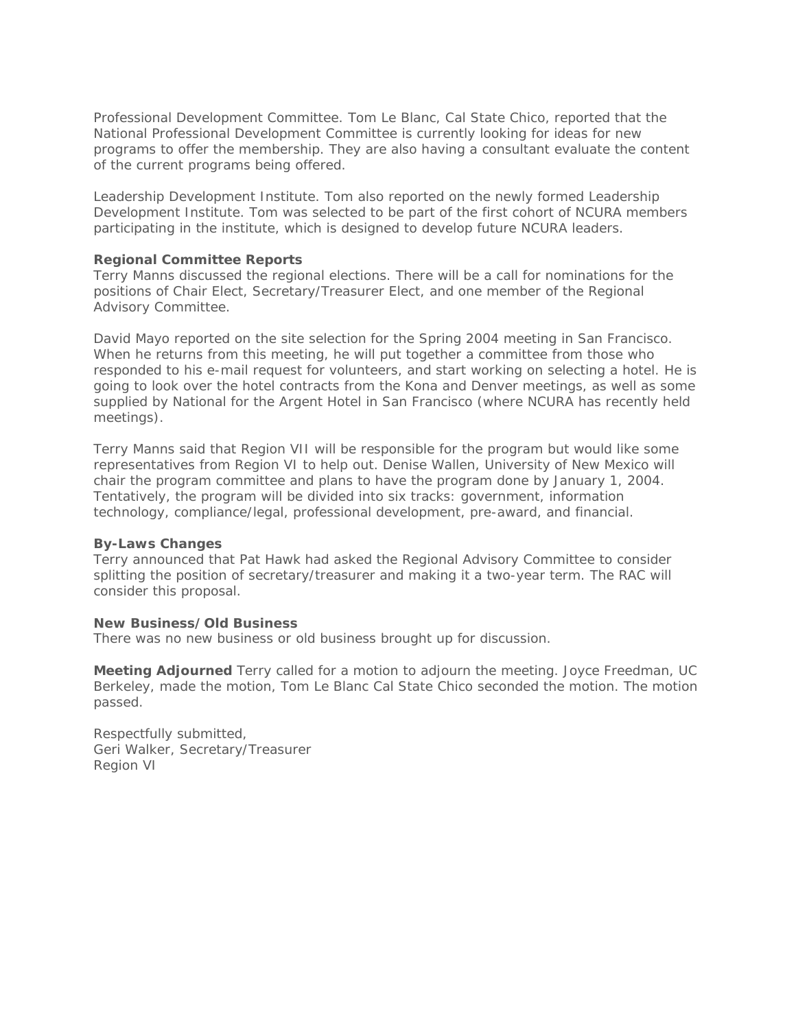Professional Development Committee. Tom Le Blanc, Cal State Chico, reported that the National Professional Development Committee is currently looking for ideas for new programs to offer the membership. They are also having a consultant evaluate the content of the current programs being offered.

Leadership Development Institute. Tom also reported on the newly formed Leadership Development Institute. Tom was selected to be part of the first cohort of NCURA members participating in the institute, which is designed to develop future NCURA leaders.

**Regional Committee Reports**
Terry Manns discussed the regional elections. There will be a call for nominations for the positions of Chair Elect, Secretary/Treasurer Elect, and one member of the Regional Advisory Committee.

David Mayo reported on the site selection for the Spring 2004 meeting in San Francisco. When he returns from this meeting, he will put together a committee from those who responded to his e-mail request for volunteers, and start working on selecting a hotel. He is going to look over the hotel contracts from the Kona and Denver meetings, as well as some supplied by National for the Argent Hotel in San Francisco (where NCURA has recently held meetings).

Terry Manns said that Region VII will be responsible for the program but would like some representatives from Region VI to help out. Denise Wallen, University of New Mexico will chair the program committee and plans to have the program done by January 1, 2004. Tentatively, the program will be divided into six tracks: government, information technology, compliance/legal, professional development, pre-award, and financial.

**By-Laws Changes**
Terry announced that Pat Hawk had asked the Regional Advisory Committee to consider splitting the position of secretary/treasurer and making it a two-year term. The RAC will consider this proposal.

**New Business/Old Business**
There was no new business or old business brought up for discussion.

**Meeting Adjourned** Terry called for a motion to adjourn the meeting. Joyce Freedman, UC Berkeley, made the motion, Tom Le Blanc Cal State Chico seconded the motion. The motion passed.

Respectfully submitted,
Geri Walker, Secretary/Treasurer
Region VI